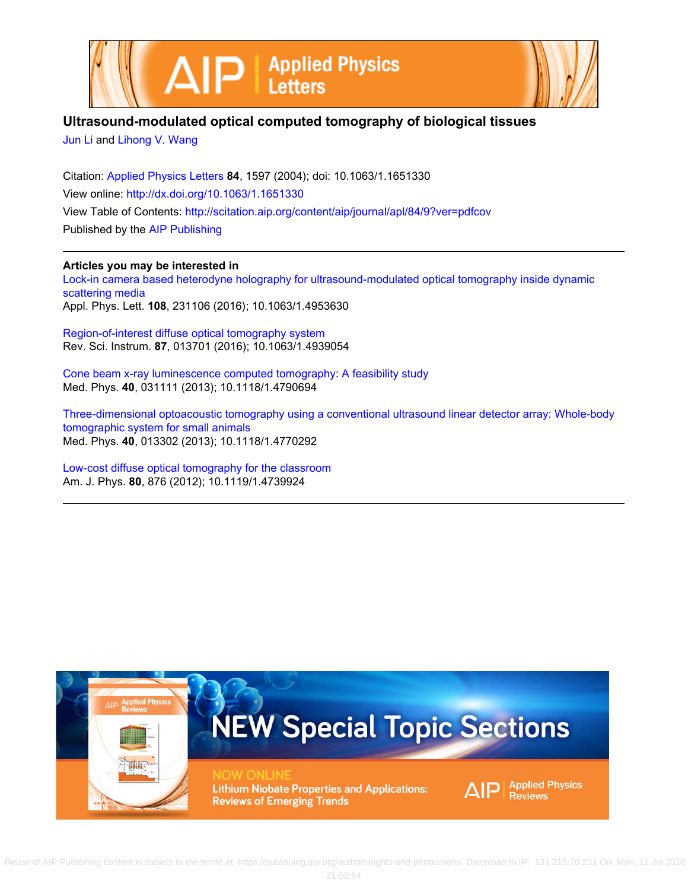# Ultrasound-modulated optical computed tomography of biological tissues

Jun Li and Lihong V. Wang

Citation: Applied Physics Letters **84**, 1597 (2004); doi: 10.1063/1.1651330

View online: http://dx.doi.org/10.1063/1.1651330

View Table of Contents: http://scitation.aip.org/content/aip/journal/apl/84/9?ver=pdfcov

Published by the AIP Publishing

---

**Articles you may be interested in**

Lock-in camera based heterodyne holography for ultrasound-modulated optical tomography inside dynamic scattering media
Appl. Phys. Lett. **108**, 231106 (2016); 10.1063/1.4953630

Region-of-interest diffuse optical tomography system
Rev. Sci. Instrum. **87**, 013701 (2016); 10.1063/1.4939054

Cone beam x-ray luminescence computed tomography: A feasibility study
Med. Phys. **40**, 031111 (2013); 10.1118/1.4790694

Three-dimensional optoacoustic tomography using a conventional ultrasound linear detector array: Whole-body tomographic system for small animals
Med. Phys. **40**, 013302 (2013); 10.1118/1.4770292

Low-cost diffuse optical tomography for the classroom
Am. J. Phys. **80**, 876 (2012); 10.1119/1.4739924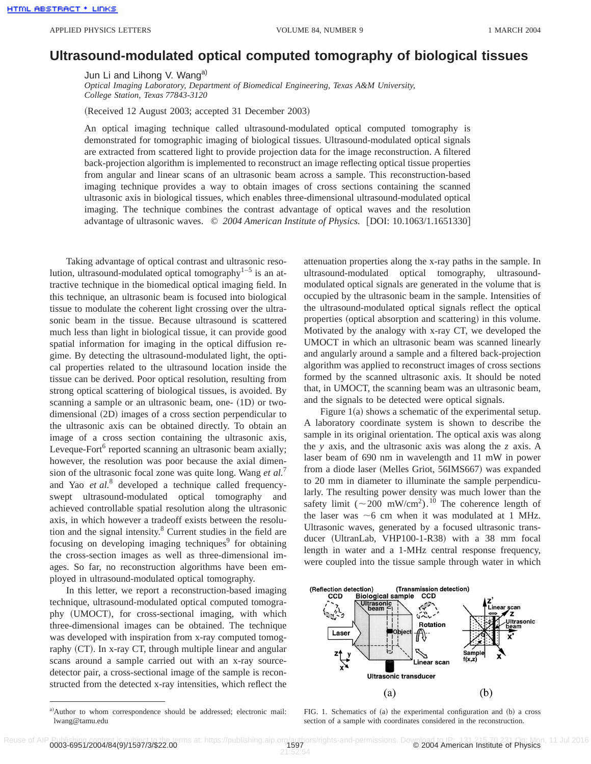# Ultrasound-modulated optical computed tomography of biological tissues

Jun Li and Lihong V. Wang[a)]

*Optical Imaging Laboratory, Department of Biomedical Engineering, Texas A&M University, College Station, Texas 77843-3120*

(Received 12 August 2003; accepted 31 December 2003)

An optical imaging technique called ultrasound-modulated optical computed tomography is demonstrated for tomographic imaging of biological tissues. Ultrasound-modulated optical signals are extracted from scattered light to provide projection data for the image reconstruction. A filtered back-projection algorithm is implemented to reconstruct an image reflecting optical tissue properties from angular and linear scans of an ultrasonic beam across a sample. This reconstruction-based imaging technique provides a way to obtain images of cross sections containing the scanned ultrasonic axis in biological tissues, which enables three-dimensional ultrasound-modulated optical imaging. The technique combines the contrast advantage of optical waves and the resolution advantage of ultrasonic waves. © *2004 American Institute of Physics.* [DOI: 10.1063/1.1651330]

Taking advantage of optical contrast and ultrasonic resolution, ultrasound-modulated optical tomography[1–5] is an attractive technique in the biomedical optical imaging field. In this technique, an ultrasonic beam is focused into biological tissue to modulate the coherent light crossing over the ultrasonic beam in the tissue. Because ultrasound is scattered much less than light in biological tissue, it can provide good spatial information for imaging in the optical diffusion regime. By detecting the ultrasound-modulated light, the optical properties related to the ultrasound location inside the tissue can be derived. Poor optical resolution, resulting from strong optical scattering of biological tissues, is avoided. By scanning a sample or an ultrasonic beam, one- (1D) or two-dimensional (2D) images of a cross section perpendicular to the ultrasonic axis can be obtained directly. To obtain an image of a cross section containing the ultrasonic axis, Leveque-Fort[6] reported scanning an ultrasonic beam axially; however, the resolution was poor because the axial dimension of the ultrasonic focal zone was quite long. Wang *et al.*[7] and Yao *et al.*[8] developed a technique called frequency-swept ultrasound-modulated optical tomography and achieved controllable spatial resolution along the ultrasonic axis, in which however a tradeoff exists between the resolution and the signal intensity.[8] Current studies in the field are focusing on developing imaging techniques[9] for obtaining the cross-section images as well as three-dimensional images. So far, no reconstruction algorithms have been employed in ultrasound-modulated optical tomography.

In this letter, we report a reconstruction-based imaging technique, ultrasound-modulated optical computed tomography (UMOCT), for cross-sectional imaging, with which three-dimensional images can be obtained. The technique was developed with inspiration from x-ray computed tomography (CT). In x-ray CT, through multiple linear and angular scans around a sample carried out with an x-ray source-detector pair, a cross-sectional image of the sample is reconstructed from the detected x-ray intensities, which reflect the attenuation properties along the x-ray paths in the sample. In ultrasound-modulated optical tomography, ultrasound-modulated optical signals are generated in the volume that is occupied by the ultrasonic beam in the sample. Intensities of the ultrasound-modulated optical signals reflect the optical properties (optical absorption and scattering) in this volume. Motivated by the analogy with x-ray CT, we developed the UMOCT in which an ultrasonic beam was scanned linearly and angularly around a sample and a filtered back-projection algorithm was applied to reconstruct images of cross sections formed by the scanned ultrasonic axis. It should be noted that, in UMOCT, the scanning beam was an ultrasonic beam, and the signals to be detected were optical signals.

Figure 1(a) shows a schematic of the experimental setup. A laboratory coordinate system is shown to describe the sample in its original orientation. The optical axis was along the *y* axis, and the ultrasonic axis was along the *z* axis. A laser beam of 690 nm in wavelength and 11 mW in power from a diode laser (Melles Griot, 56IMS667) was expanded to 20 mm in diameter to illuminate the sample perpendicularly. The resulting power density was much lower than the safety limit (~200 mW/cm$^2$).[10] The coherence length of the laser was ~6 cm when it was modulated at 1 MHz. Ultrasonic waves, generated by a focused ultrasonic transducer (UltranLab, VHP100-1-R38) with a 38 mm focal length in water and a 1-MHz central response frequency, were coupled into the tissue sample through water in which

FIG. 1. Schematics of (a) the experimental configuration and (b) a cross section of a sample with coordinates considered in the reconstruction.

[a)]Author to whom correspondence should be addressed; electronic mail: lwang@tamu.edu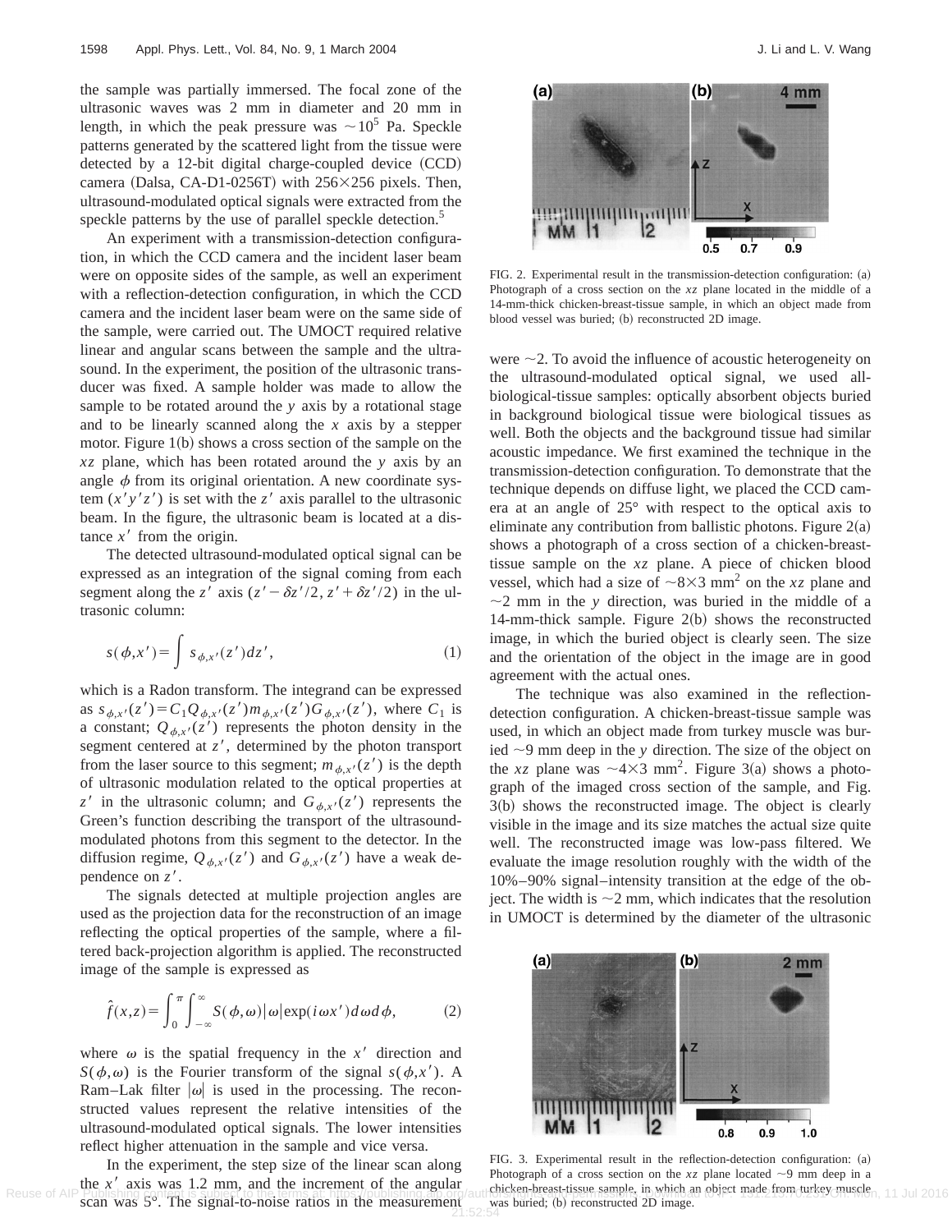the sample was partially immersed. The focal zone of the ultrasonic waves was 2 mm in diameter and 20 mm in length, in which the peak pressure was $\sim 10^5$ Pa. Speckle patterns generated by the scattered light from the tissue were detected by a 12-bit digital charge-coupled device (CCD) camera (Dalsa, CA-D1-0256T) with 256×256 pixels. Then, ultrasound-modulated optical signals were extracted from the speckle patterns by the use of parallel speckle detection.[5]

An experiment with a transmission-detection configuration, in which the CCD camera and the incident laser beam were on opposite sides of the sample, as well an experiment with a reflection-detection configuration, in which the CCD camera and the incident laser beam were on the same side of the sample, were carried out. The UMOCT required relative linear and angular scans between the sample and the ultrasound. In the experiment, the position of the ultrasonic transducer was fixed. A sample holder was made to allow the sample to be rotated around the $y$ axis by a rotational stage and to be linearly scanned along the $x$ axis by a stepper motor. Figure 1(b) shows a cross section of the sample on the $xz$ plane, which has been rotated around the $y$ axis by an angle $\phi$ from its original orientation. A new coordinate system $(x'y'z')$ is set with the $z'$ axis parallel to the ultrasonic beam. In the figure, the ultrasonic beam is located at a distance $x'$ from the origin.

The detected ultrasound-modulated optical signal can be expressed as an integration of the signal coming from each segment along the $z'$ axis $(z'-\delta z'/2, z'+\delta z'/2)$ in the ultrasonic column:

$$s(\phi,x') = \int s_{\phi,x'}(z')dz', \tag{1}$$

which is a Radon transform. The integrand can be expressed as $s_{\phi,x'}(z') = C_1 Q_{\phi,x'}(z') m_{\phi,x'}(z') G_{\phi,x'}(z')$, where $C_1$ is a constant; $Q_{\phi,x'}(z')$ represents the photon density in the segment centered at $z'$, determined by the photon transport from the laser source to this segment; $m_{\phi,x'}(z')$ is the depth of ultrasonic modulation related to the optical properties at $z'$ in the ultrasonic column; and $G_{\phi,x'}(z')$ represents the Green's function describing the transport of the ultrasound-modulated photons from this segment to the detector. In the diffusion regime, $Q_{\phi,x'}(z')$ and $G_{\phi,x'}(z')$ have a weak dependence on $z'$.

The signals detected at multiple projection angles are used as the projection data for the reconstruction of an image reflecting the optical properties of the sample, where a filtered back-projection algorithm is applied. The reconstructed image of the sample is expressed as

$$\hat{f}(x,z) = \int_0^{\pi} \int_{-\infty}^{\infty} S(\phi,\omega)|\omega| \exp(i\omega x') d\omega d\phi, \tag{2}$$

where $\omega$ is the spatial frequency in the $x'$ direction and $S(\phi,\omega)$ is the Fourier transform of the signal $s(\phi,x')$. A Ram–Lak filter $|\omega|$ is used in the processing. The reconstructed values represent the relative intensities of the ultrasound-modulated optical signals. The lower intensities reflect higher attenuation in the sample and vice versa.

In the experiment, the step size of the linear scan along the $x'$ axis was 1.2 mm, and the increment of the angular scan was 5°. The signal-to-noise ratios in the measurement were $\sim 2$. To avoid the influence of acoustic heterogeneity on the ultrasound-modulated optical signal, we used all-biological-tissue samples: optically absorbent objects buried in background biological tissue were biological tissues as well. Both the objects and the background tissue had similar acoustic impedance. We first examined the technique in the transmission-detection configuration. To demonstrate that the technique depends on diffuse light, we placed the CCD camera at an angle of 25° with respect to the optical axis to eliminate any contribution from ballistic photons. Figure 2(a) shows a photograph of a cross section of a chicken-breast-tissue sample on the $xz$ plane. A piece of chicken blood vessel, which had a size of $\sim 8 \times 3$ mm$^2$ on the $xz$ plane and $\sim 2$ mm in the $y$ direction, was buried in the middle of a 14-mm-thick sample. Figure 2(b) shows the reconstructed image, in which the buried object is clearly seen. The size and the orientation of the object in the image are in good agreement with the actual ones.

FIG. 2. Experimental result in the transmission-detection configuration: (a) Photograph of a cross section on the $xz$ plane located in the middle of a 14-mm-thick chicken-breast-tissue sample, in which an object made from blood vessel was buried; (b) reconstructed 2D image.

The technique was also examined in the reflection-detection configuration. A chicken-breast-tissue sample was used, in which an object made from turkey muscle was buried $\sim 9$ mm deep in the $y$ direction. The size of the object on the $xz$ plane was $\sim 4 \times 3$ mm$^2$. Figure 3(a) shows a photograph of the imaged cross section of the sample, and Fig. 3(b) shows the reconstructed image. The object is clearly visible in the image and its size matches the actual size quite well. The reconstructed image was low-pass filtered. We evaluate the image resolution roughly with the width of the 10%–90% signal–intensity transition at the edge of the object. The width is $\sim 2$ mm, which indicates that the resolution in UMOCT is determined by the diameter of the ultrasonic

FIG. 3. Experimental result in the reflection-detection configuration: (a) Photograph of a cross section on the $xz$ plane located $\sim 9$ mm deep in a chicken-breast-tissue sample, in which an object made from turkey muscle was buried; (b) reconstructed 2D image.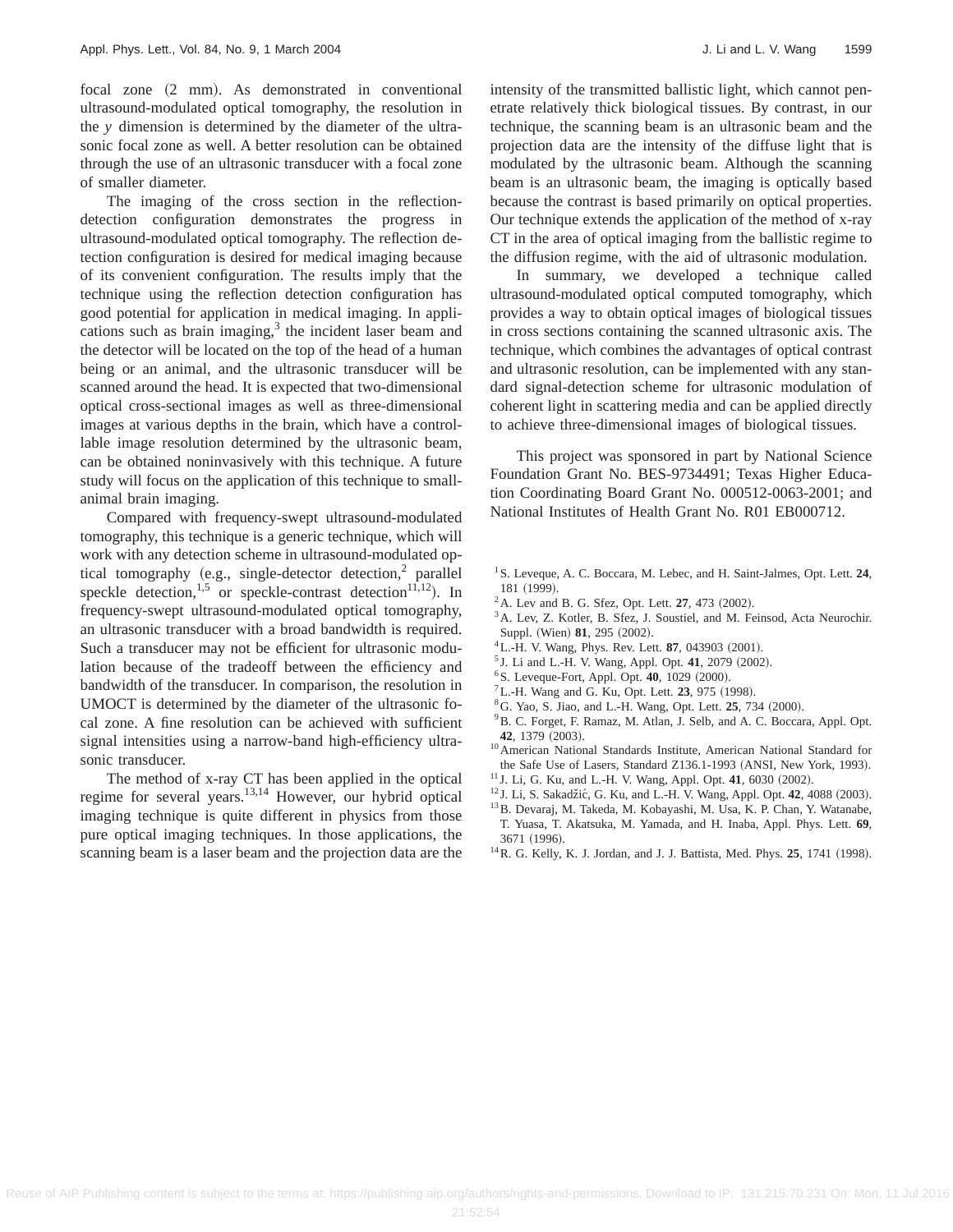focal zone (2 mm). As demonstrated in conventional ultrasound-modulated optical tomography, the resolution in the *y* dimension is determined by the diameter of the ultrasonic focal zone as well. A better resolution can be obtained through the use of an ultrasonic transducer with a focal zone of smaller diameter.

The imaging of the cross section in the reflection-detection configuration demonstrates the progress in ultrasound-modulated optical tomography. The reflection detection configuration is desired for medical imaging because of its convenient configuration. The results imply that the technique using the reflection detection configuration has good potential for application in medical imaging. In applications such as brain imaging,[3] the incident laser beam and the detector will be located on the top of the head of a human being or an animal, and the ultrasonic transducer will be scanned around the head. It is expected that two-dimensional optical cross-sectional images as well as three-dimensional images at various depths in the brain, which have a controllable image resolution determined by the ultrasonic beam, can be obtained noninvasively with this technique. A future study will focus on the application of this technique to small-animal brain imaging.

Compared with frequency-swept ultrasound-modulated tomography, this technique is a generic technique, which will work with any detection scheme in ultrasound-modulated optical tomography (e.g., single-detector detection,[2] parallel speckle detection,[1,5] or speckle-contrast detection[11,12]). In frequency-swept ultrasound-modulated optical tomography, an ultrasonic transducer with a broad bandwidth is required. Such a transducer may not be efficient for ultrasonic modulation because of the tradeoff between the efficiency and bandwidth of the transducer. In comparison, the resolution in UMOCT is determined by the diameter of the ultrasonic focal zone. A fine resolution can be achieved with sufficient signal intensities using a narrow-band high-efficiency ultrasonic transducer.

The method of x-ray CT has been applied in the optical regime for several years.[13,14] However, our hybrid optical imaging technique is quite different in physics from those pure optical imaging techniques. In those applications, the scanning beam is a laser beam and the projection data are the intensity of the transmitted ballistic light, which cannot penetrate relatively thick biological tissues. By contrast, in our technique, the scanning beam is an ultrasonic beam and the projection data are the intensity of the diffuse light that is modulated by the ultrasonic beam. Although the scanning beam is an ultrasonic beam, the imaging is optically based because the contrast is based primarily on optical properties. Our technique extends the application of the method of x-ray CT in the area of optical imaging from the ballistic regime to the diffusion regime, with the aid of ultrasonic modulation.

In summary, we developed a technique called ultrasound-modulated optical computed tomography, which provides a way to obtain optical images of biological tissues in cross sections containing the scanned ultrasonic axis. The technique, which combines the advantages of optical contrast and ultrasonic resolution, can be implemented with any standard signal-detection scheme for ultrasonic modulation of coherent light in scattering media and can be applied directly to achieve three-dimensional images of biological tissues.

This project was sponsored in part by National Science Foundation Grant No. BES-9734491; Texas Higher Education Coordinating Board Grant No. 000512-0063-2001; and National Institutes of Health Grant No. R01 EB000712.

[1] S. Leveque, A. C. Boccara, M. Lebec, and H. Saint-Jalmes, Opt. Lett. **24**, 181 (1999).
[2] A. Lev and B. G. Sfez, Opt. Lett. **27**, 473 (2002).
[3] A. Lev, Z. Kotler, B. Sfez, J. Soustiel, and M. Feinsod, Acta Neurochir. Suppl. (Wien) **81**, 295 (2002).
[4] L.-H. V. Wang, Phys. Rev. Lett. **87**, 043903 (2001).
[5] J. Li and L.-H. V. Wang, Appl. Opt. **41**, 2079 (2002).
[6] S. Leveque-Fort, Appl. Opt. **40**, 1029 (2000).
[7] L.-H. Wang and G. Ku, Opt. Lett. **23**, 975 (1998).
[8] G. Yao, S. Jiao, and L.-H. Wang, Opt. Lett. **25**, 734 (2000).
[9] B. C. Forget, F. Ramaz, M. Atlan, J. Selb, and A. C. Boccara, Appl. Opt. **42**, 1379 (2003).
[10] American National Standards Institute, American National Standard for the Safe Use of Lasers, Standard Z136.1-1993 (ANSI, New York, 1993).
[11] J. Li, G. Ku, and L.-H. V. Wang, Appl. Opt. **41**, 6030 (2002).
[12] J. Li, S. Sakadžić, G. Ku, and L.-H. V. Wang, Appl. Opt. **42**, 4088 (2003).
[13] B. Devaraj, M. Takeda, M. Kobayashi, M. Usa, K. P. Chan, Y. Watanabe, T. Yuasa, T. Akatsuka, M. Yamada, and H. Inaba, Appl. Phys. Lett. **69**, 3671 (1996).
[14] R. G. Kelly, K. J. Jordan, and J. J. Battista, Med. Phys. **25**, 1741 (1998).